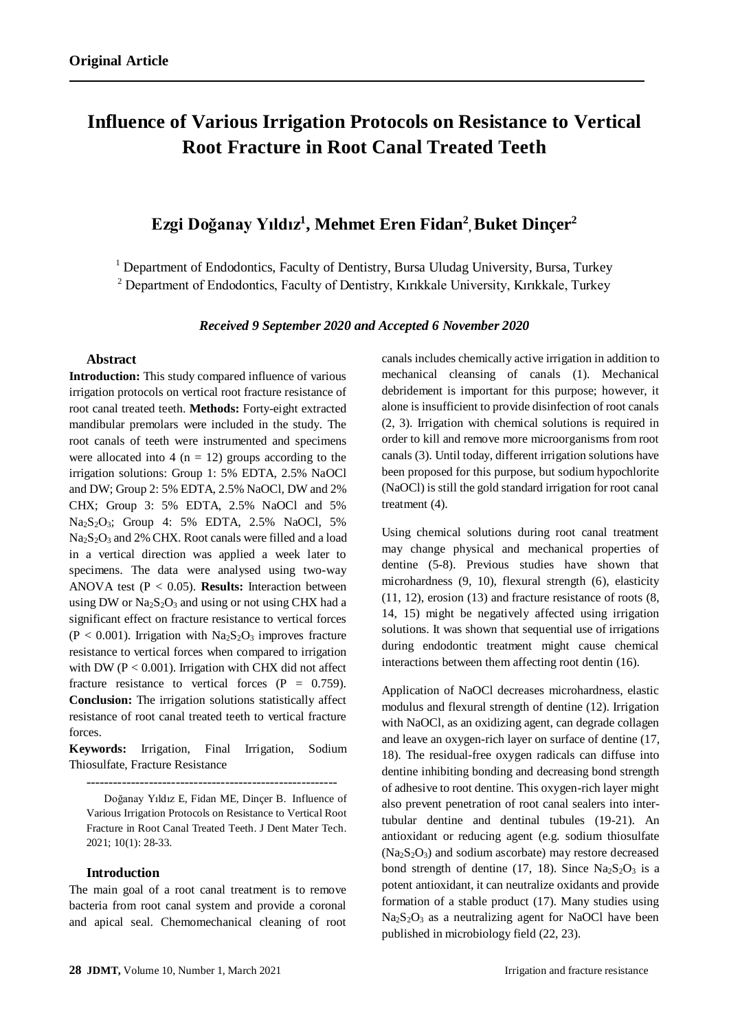**Original Article**

# Influence of Various Irrigation Protocols on Resistance to Vertical Root Fracture in Root Canal Treated Teeth

## Ezgi Doğanay Yıldız[1], Mehmet Eren Fidan[2], Buket Dinçer[2]

[1] Department of Endodontics, Faculty of Dentistry, Bursa Uludag University, Bursa, Turkey

[2] Department of Endodontics, Faculty of Dentistry, Kırıkkale University, Kırıkkale, Turkey

***Received 9 September 2020 and Accepted 6 November 2020***

### Abstract

**Introduction:** This study compared influence of various irrigation protocols on vertical root fracture resistance of root canal treated teeth. **Methods:** Forty-eight extracted mandibular premolars were included in the study. The root canals of teeth were instrumented and specimens were allocated into 4 ($n = 12$) groups according to the irrigation solutions: Group 1: 5% EDTA, 2.5% NaOCl and DW; Group 2: 5% EDTA, 2.5% NaOCl, DW and 2% CHX; Group 3: 5% EDTA, 2.5% NaOCl and 5% $Na_2S_2O_3$; Group 4: 5% EDTA, 2.5% NaOCl, 5% $Na_2S_2O_3$ and 2% CHX. Root canals were filled and a load in a vertical direction was applied a week later to specimens. The data were analysed using two-way ANOVA test ($P < 0.05$). **Results:** Interaction between using DW or $Na_2S_2O_3$ and using or not using CHX had a significant effect on fracture resistance to vertical forces ($P < 0.001$). Irrigation with $Na_2S_2O_3$ improves fracture resistance to vertical forces when compared to irrigation with DW ($P < 0.001$). Irrigation with CHX did not affect fracture resistance to vertical forces ($P = 0.759$). **Conclusion:** The irrigation solutions statistically affect resistance of root canal treated teeth to vertical fracture forces.

**Keywords:** Irrigation, Final Irrigation, Sodium Thiosulfate, Fracture Resistance

---------------------------------------------------------

Doğanay Yıldız E, Fidan ME, Dinçer B. Influence of Various Irrigation Protocols on Resistance to Vertical Root Fracture in Root Canal Treated Teeth. J Dent Mater Tech. 2021; 10(1): 28-33.

### Introduction

The main goal of a root canal treatment is to remove bacteria from root canal system and provide a coronal and apical seal. Chemomechanical cleaning of root canals includes chemically active irrigation in addition to mechanical cleansing of canals (1). Mechanical debridement is important for this purpose; however, it alone is insufficient to provide disinfection of root canals (2, 3). Irrigation with chemical solutions is required in order to kill and remove more microorganisms from root canals (3). Until today, different irrigation solutions have been proposed for this purpose, but sodium hypochlorite (NaOCl) is still the gold standard irrigation for root canal treatment (4).

Using chemical solutions during root canal treatment may change physical and mechanical properties of dentine (5-8). Previous studies have shown that microhardness (9, 10), flexural strength (6), elasticity (11, 12), erosion (13) and fracture resistance of roots (8, 14, 15) might be negatively affected using irrigation solutions. It was shown that sequential use of irrigations during endodontic treatment might cause chemical interactions between them affecting root dentin (16).

Application of NaOCl decreases microhardness, elastic modulus and flexural strength of dentine (12). Irrigation with NaOCl, as an oxidizing agent, can degrade collagen and leave an oxygen-rich layer on surface of dentine (17, 18). The residual-free oxygen radicals can diffuse into dentine inhibiting bonding and decreasing bond strength of adhesive to root dentine. This oxygen-rich layer might also prevent penetration of root canal sealers into inter-tubular dentine and dentinal tubules (19-21). An antioxidant or reducing agent (e.g. sodium thiosulfate ($Na_2S_2O_3$) and sodium ascorbate) may restore decreased bond strength of dentine (17, 18). Since $Na_2S_2O_3$ is a potent antioxidant, it can neutralize oxidants and provide formation of a stable product (17). Many studies using $Na_2S_2O_3$ as a neutralizing agent for NaOCl have been published in microbiology field (22, 23).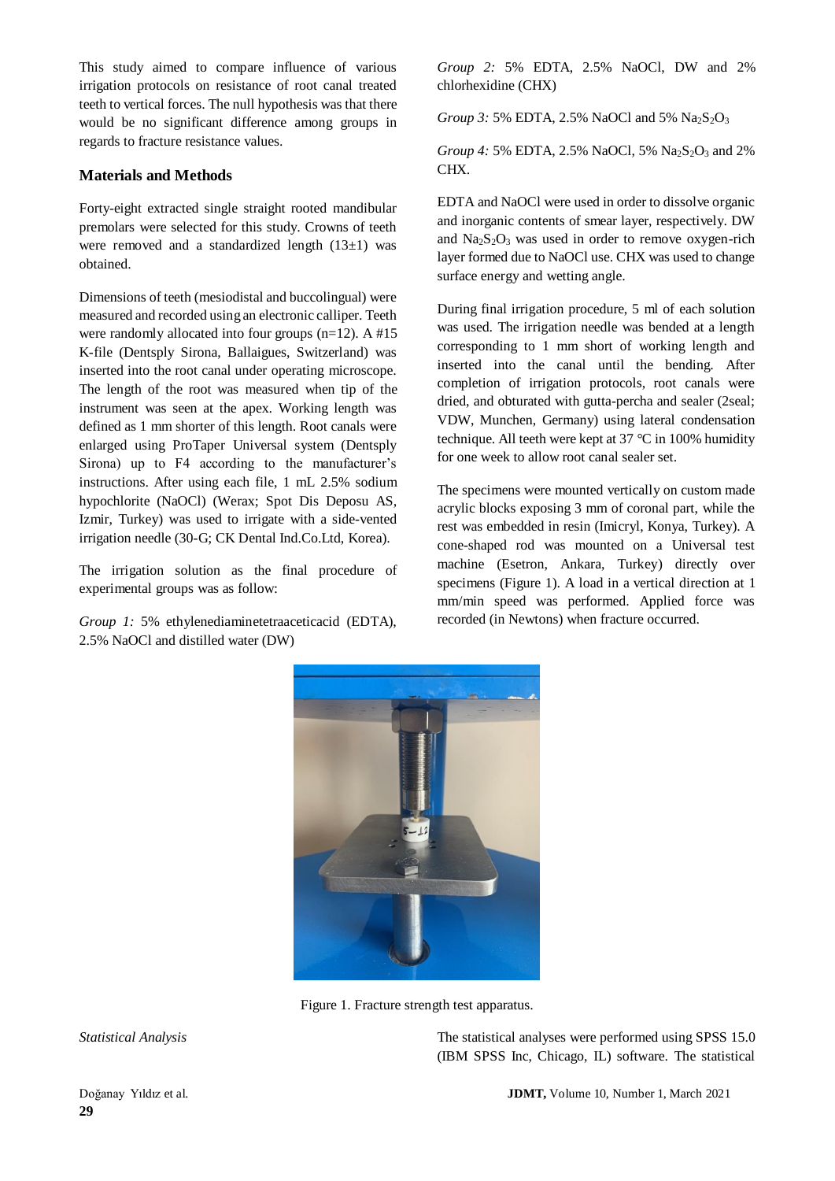This study aimed to compare influence of various irrigation protocols on resistance of root canal treated teeth to vertical forces. The null hypothesis was that there would be no significant difference among groups in regards to fracture resistance values.

## Materials and Methods

Forty-eight extracted single straight rooted mandibular premolars were selected for this study. Crowns of teeth were removed and a standardized length (13±1) was obtained.

Dimensions of teeth (mesiodistal and buccolingual) were measured and recorded using an electronic calliper. Teeth were randomly allocated into four groups (n=12). A #15 K-file (Dentsply Sirona, Ballaigues, Switzerland) was inserted into the root canal under operating microscope. The length of the root was measured when tip of the instrument was seen at the apex. Working length was defined as 1 mm shorter of this length. Root canals were enlarged using ProTaper Universal system (Dentsply Sirona) up to F4 according to the manufacturer's instructions. After using each file, 1 mL 2.5% sodium hypochlorite (NaOCl) (Werax; Spot Dis Deposu AS, Izmir, Turkey) was used to irrigate with a side-vented irrigation needle (30-G; CK Dental Ind.Co.Ltd, Korea).

The irrigation solution as the final procedure of experimental groups was as follow:

*Group 1:* 5% ethylenediaminetetraaceticacid (EDTA), 2.5% NaOCl and distilled water (DW)

*Group 2:* 5% EDTA, 2.5% NaOCl, DW and 2% chlorhexidine (CHX)

*Group 3:* 5% EDTA, 2.5% NaOCl and 5% $Na_2S_2O_3$

*Group 4:* 5% EDTA, 2.5% NaOCl, 5% $Na_2S_2O_3$ and 2% CHX.

EDTA and NaOCl were used in order to dissolve organic and inorganic contents of smear layer, respectively. DW and $Na_2S_2O_3$ was used in order to remove oxygen-rich layer formed due to NaOCl use. CHX was used to change surface energy and wetting angle.

During final irrigation procedure, 5 ml of each solution was used. The irrigation needle was bended at a length corresponding to 1 mm short of working length and inserted into the canal until the bending. After completion of irrigation protocols, root canals were dried, and obturated with gutta-percha and sealer (2seal; VDW, Munchen, Germany) using lateral condensation technique. All teeth were kept at 37 ℃ in 100% humidity for one week to allow root canal sealer set.

The specimens were mounted vertically on custom made acrylic blocks exposing 3 mm of coronal part, while the rest was embedded in resin (Imicryl, Konya, Turkey). A cone-shaped rod was mounted on a Universal test machine (Esetron, Ankara, Turkey) directly over specimens (Figure 1). A load in a vertical direction at 1 mm/min speed was performed. Applied force was recorded (in Newtons) when fracture occurred.

Figure 1. Fracture strength test apparatus.

*Statistical Analysis*

The statistical analyses were performed using SPSS 15.0 (IBM SPSS Inc, Chicago, IL) software. The statistical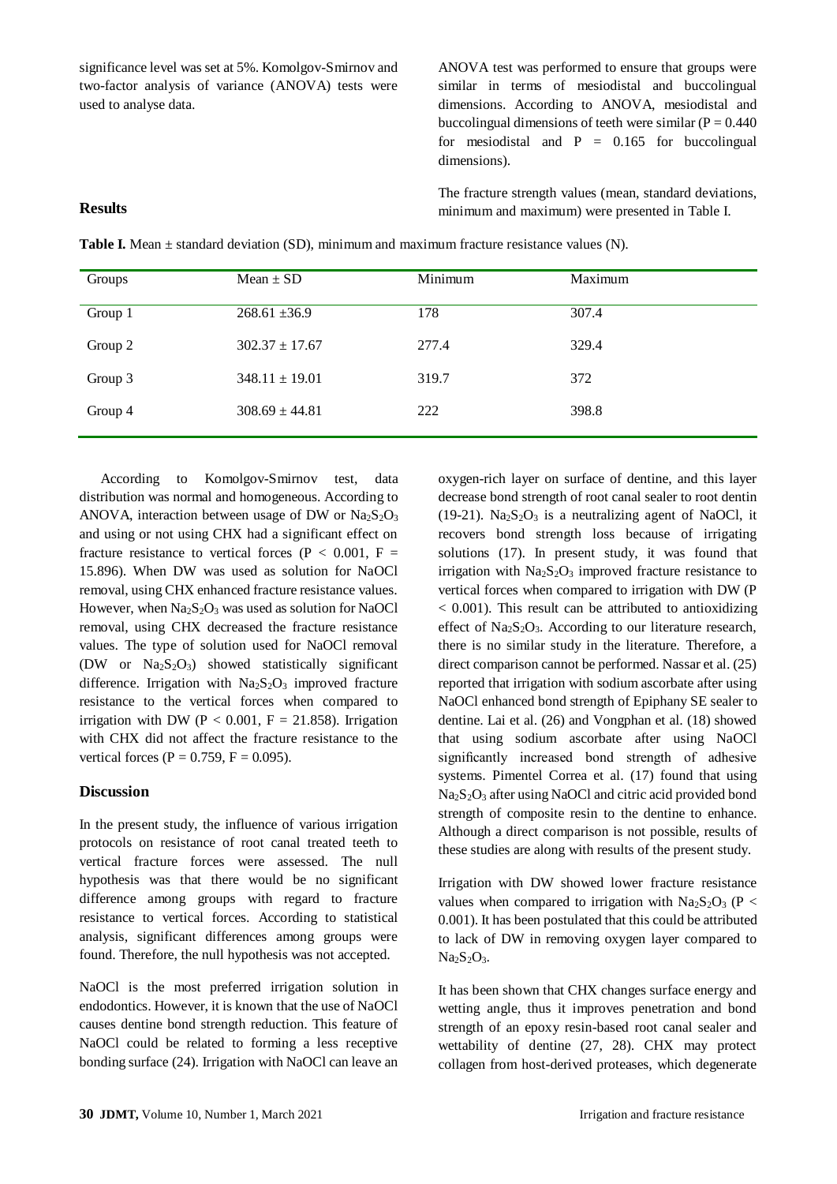significance level was set at 5%. Komolgov-Smirnov and two-factor analysis of variance (ANOVA) tests were used to analyse data.

## Results

ANOVA test was performed to ensure that groups were similar in terms of mesiodistal and buccolingual dimensions. According to ANOVA, mesiodistal and buccolingual dimensions of teeth were similar ($P = 0.440$ for mesiodistal and $P = 0.165$ for buccolingual dimensions).

The fracture strength values (mean, standard deviations, minimum and maximum) were presented in Table I.

**Table I.** Mean ± standard deviation (SD), minimum and maximum fracture resistance values (N).

| Groups | Mean ± SD | Minimum | Maximum |
|---|---|---|---|
| Group 1 | 268.61 ±36.9 | 178 | 307.4 |
| Group 2 | 302.37 ± 17.67 | 277.4 | 329.4 |
| Group 3 | 348.11 ± 19.01 | 319.7 | 372 |
| Group 4 | 308.69 ± 44.81 | 222 | 398.8 |

According to Komolgov-Smirnov test, data distribution was normal and homogeneous. According to ANOVA, interaction between usage of DW or $Na_2S_2O_3$ and using or not using CHX had a significant effect on fracture resistance to vertical forces ($P < 0.001$, $F = 15.896$). When DW was used as solution for NaOCl removal, using CHX enhanced fracture resistance values. However, when $Na_2S_2O_3$ was used as solution for NaOCl removal, using CHX decreased the fracture resistance values. The type of solution used for NaOCl removal (DW or $Na_2S_2O_3$) showed statistically significant difference. Irrigation with $Na_2S_2O_3$ improved fracture resistance to the vertical forces when compared to irrigation with DW ($P < 0.001$, $F = 21.858$). Irrigation with CHX did not affect the fracture resistance to the vertical forces ($P = 0.759$, $F = 0.095$).

## Discussion

In the present study, the influence of various irrigation protocols on resistance of root canal treated teeth to vertical fracture forces were assessed. The null hypothesis was that there would be no significant difference among groups with regard to fracture resistance to vertical forces. According to statistical analysis, significant differences among groups were found. Therefore, the null hypothesis was not accepted.

NaOCl is the most preferred irrigation solution in endodontics. However, it is known that the use of NaOCl causes dentine bond strength reduction. This feature of NaOCl could be related to forming a less receptive bonding surface (24). Irrigation with NaOCl can leave an oxygen-rich layer on surface of dentine, and this layer decrease bond strength of root canal sealer to root dentin (19-21). $Na_2S_2O_3$ is a neutralizing agent of NaOCl, it recovers bond strength loss because of irrigating solutions (17). In present study, it was found that irrigation with $Na_2S_2O_3$ improved fracture resistance to vertical forces when compared to irrigation with DW ($P < 0.001$). This result can be attributed to antioxidizing effect of $Na_2S_2O_3$. According to our literature research, there is no similar study in the literature. Therefore, a direct comparison cannot be performed. Nassar et al. (25) reported that irrigation with sodium ascorbate after using NaOCl enhanced bond strength of Epiphany SE sealer to dentine. Lai et al. (26) and Vongphan et al. (18) showed that using sodium ascorbate after using NaOCl significantly increased bond strength of adhesive systems. Pimentel Correa et al. (17) found that using $Na_2S_2O_3$ after using NaOCl and citric acid provided bond strength of composite resin to the dentine to enhance. Although a direct comparison is not possible, results of these studies are along with results of the present study.

Irrigation with DW showed lower fracture resistance values when compared to irrigation with $Na_2S_2O_3$ ($P < 0.001$). It has been postulated that this could be attributed to lack of DW in removing oxygen layer compared to $Na_2S_2O_3$.

It has been shown that CHX changes surface energy and wetting angle, thus it improves penetration and bond strength of an epoxy resin-based root canal sealer and wettability of dentine (27, 28). CHX may protect collagen from host-derived proteases, which degenerate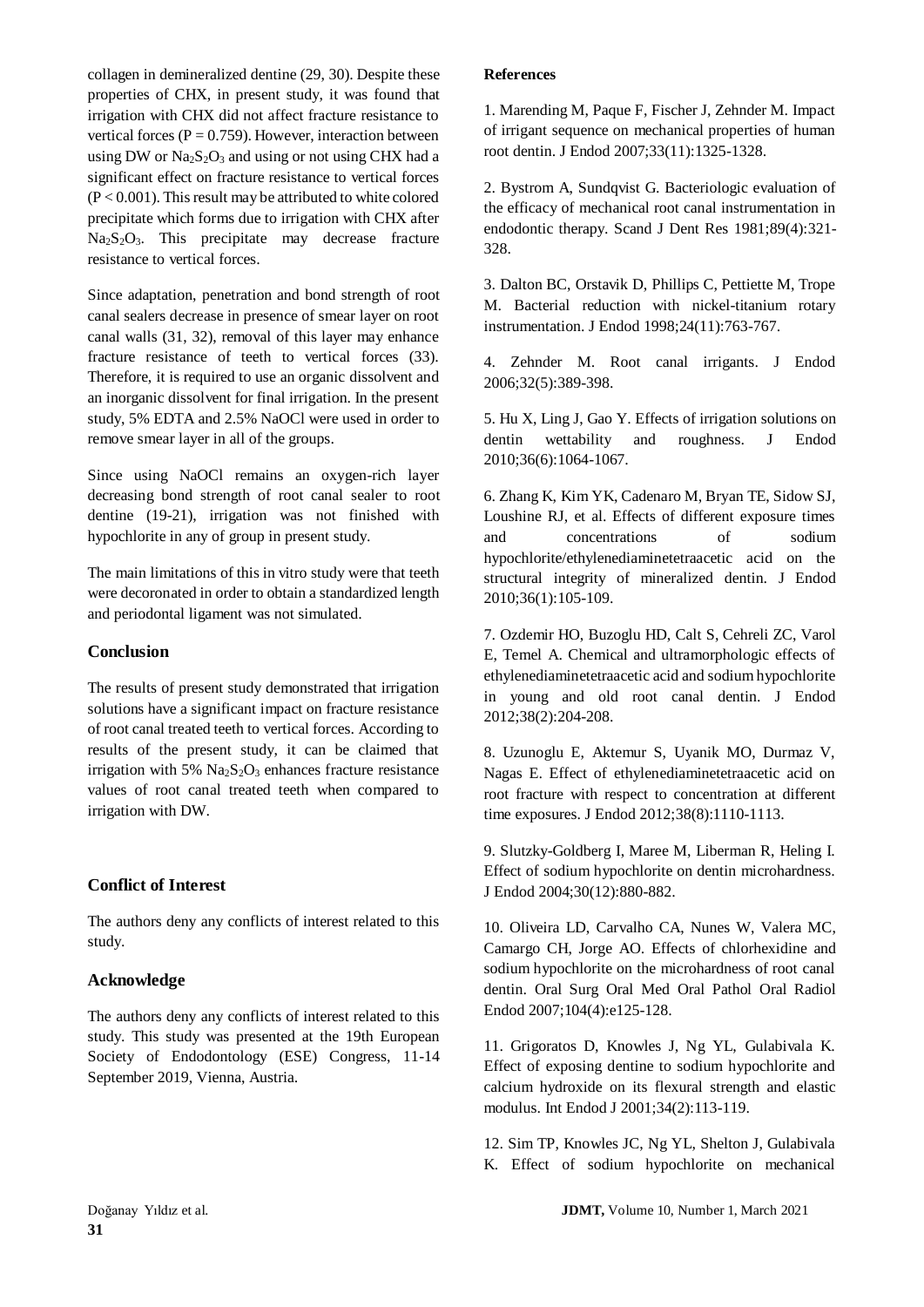collagen in demineralized dentine (29, 30). Despite these properties of CHX, in present study, it was found that irrigation with CHX did not affect fracture resistance to vertical forces ($P = 0.759$). However, interaction between using DW or $Na_2S_2O_3$ and using or not using CHX had a significant effect on fracture resistance to vertical forces ($P < 0.001$). This result may be attributed to white colored precipitate which forms due to irrigation with CHX after $Na_2S_2O_3$. This precipitate may decrease fracture resistance to vertical forces.

Since adaptation, penetration and bond strength of root canal sealers decrease in presence of smear layer on root canal walls (31, 32), removal of this layer may enhance fracture resistance of teeth to vertical forces (33). Therefore, it is required to use an organic dissolvent and an inorganic dissolvent for final irrigation. In the present study, 5% EDTA and 2.5% NaOCl were used in order to remove smear layer in all of the groups.

Since using NaOCl remains an oxygen-rich layer decreasing bond strength of root canal sealer to root dentine (19-21), irrigation was not finished with hypochlorite in any of group in present study.

The main limitations of this in vitro study were that teeth were decoronated in order to obtain a standardized length and periodontal ligament was not simulated.

## Conclusion

The results of present study demonstrated that irrigation solutions have a significant impact on fracture resistance of root canal treated teeth to vertical forces. According to results of the present study, it can be claimed that irrigation with 5% $Na_2S_2O_3$ enhances fracture resistance values of root canal treated teeth when compared to irrigation with DW.

## Conflict of Interest

The authors deny any conflicts of interest related to this study.

## Acknowledge

The authors deny any conflicts of interest related to this study. This study was presented at the 19th European Society of Endodontology (ESE) Congress, 11-14 September 2019, Vienna, Austria.

## References

1. Marending M, Paque F, Fischer J, Zehnder M. Impact of irrigant sequence on mechanical properties of human root dentin. J Endod 2007;33(11):1325-1328.

2. Bystrom A, Sundqvist G. Bacteriologic evaluation of the efficacy of mechanical root canal instrumentation in endodontic therapy. Scand J Dent Res 1981;89(4):321-328.

3. Dalton BC, Orstavik D, Phillips C, Pettiette M, Trope M. Bacterial reduction with nickel-titanium rotary instrumentation. J Endod 1998;24(11):763-767.

4. Zehnder M. Root canal irrigants. J Endod 2006;32(5):389-398.

5. Hu X, Ling J, Gao Y. Effects of irrigation solutions on dentin wettability and roughness. J Endod 2010;36(6):1064-1067.

6. Zhang K, Kim YK, Cadenaro M, Bryan TE, Sidow SJ, Loushine RJ, et al. Effects of different exposure times and concentrations of sodium hypochlorite/ethylenediaminetetraacetic acid on the structural integrity of mineralized dentin. J Endod 2010;36(1):105-109.

7. Ozdemir HO, Buzoglu HD, Calt S, Cehreli ZC, Varol E, Temel A. Chemical and ultramorphologic effects of ethylenediaminetetraacetic acid and sodium hypochlorite in young and old root canal dentin. J Endod 2012;38(2):204-208.

8. Uzunoglu E, Aktemur S, Uyanik MO, Durmaz V, Nagas E. Effect of ethylenediaminetetraacetic acid on root fracture with respect to concentration at different time exposures. J Endod 2012;38(8):1110-1113.

9. Slutzky-Goldberg I, Maree M, Liberman R, Heling I. Effect of sodium hypochlorite on dentin microhardness. J Endod 2004;30(12):880-882.

10. Oliveira LD, Carvalho CA, Nunes W, Valera MC, Camargo CH, Jorge AO. Effects of chlorhexidine and sodium hypochlorite on the microhardness of root canal dentin. Oral Surg Oral Med Oral Pathol Oral Radiol Endod 2007;104(4):e125-128.

11. Grigoratos D, Knowles J, Ng YL, Gulabivala K. Effect of exposing dentine to sodium hypochlorite and calcium hydroxide on its flexural strength and elastic modulus. Int Endod J 2001;34(2):113-119.

12. Sim TP, Knowles JC, Ng YL, Shelton J, Gulabivala K. Effect of sodium hypochlorite on mechanical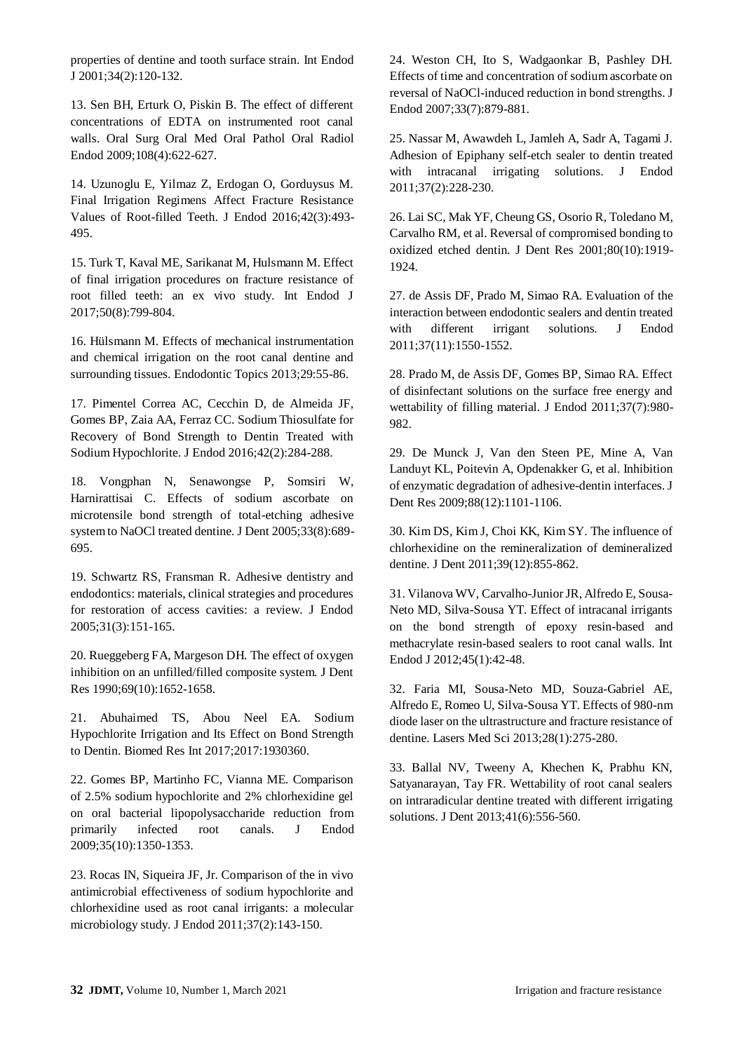properties of dentine and tooth surface strain. Int Endod J 2001;34(2):120-132.

13. Sen BH, Erturk O, Piskin B. The effect of different concentrations of EDTA on instrumented root canal walls. Oral Surg Oral Med Oral Pathol Oral Radiol Endod 2009;108(4):622-627.

14. Uzunoglu E, Yilmaz Z, Erdogan O, Gorduysus M. Final Irrigation Regimens Affect Fracture Resistance Values of Root-filled Teeth. J Endod 2016;42(3):493-495.

15. Turk T, Kaval ME, Sarikanat M, Hulsmann M. Effect of final irrigation procedures on fracture resistance of root filled teeth: an ex vivo study. Int Endod J 2017;50(8):799-804.

16. Hülsmann M. Effects of mechanical instrumentation and chemical irrigation on the root canal dentine and surrounding tissues. Endodontic Topics 2013;29:55-86.

17. Pimentel Correa AC, Cecchin D, de Almeida JF, Gomes BP, Zaia AA, Ferraz CC. Sodium Thiosulfate for Recovery of Bond Strength to Dentin Treated with Sodium Hypochlorite. J Endod 2016;42(2):284-288.

18. Vongphan N, Senawongse P, Somsiri W, Harnirattisai C. Effects of sodium ascorbate on microtensile bond strength of total-etching adhesive system to NaOCl treated dentine. J Dent 2005;33(8):689-695.

19. Schwartz RS, Fransman R. Adhesive dentistry and endodontics: materials, clinical strategies and procedures for restoration of access cavities: a review. J Endod 2005;31(3):151-165.

20. Rueggeberg FA, Margeson DH. The effect of oxygen inhibition on an unfilled/filled composite system. J Dent Res 1990;69(10):1652-1658.

21. Abuhaimed TS, Abou Neel EA. Sodium Hypochlorite Irrigation and Its Effect on Bond Strength to Dentin. Biomed Res Int 2017;2017:1930360.

22. Gomes BP, Martinho FC, Vianna ME. Comparison of 2.5% sodium hypochlorite and 2% chlorhexidine gel on oral bacterial lipopolysaccharide reduction from primarily infected root canals. J Endod 2009;35(10):1350-1353.

23. Rocas IN, Siqueira JF, Jr. Comparison of the in vivo antimicrobial effectiveness of sodium hypochlorite and chlorhexidine used as root canal irrigants: a molecular microbiology study. J Endod 2011;37(2):143-150.

24. Weston CH, Ito S, Wadgaonkar B, Pashley DH. Effects of time and concentration of sodium ascorbate on reversal of NaOCl-induced reduction in bond strengths. J Endod 2007;33(7):879-881.

25. Nassar M, Awawdeh L, Jamleh A, Sadr A, Tagami J. Adhesion of Epiphany self-etch sealer to dentin treated with intracanal irrigating solutions. J Endod 2011;37(2):228-230.

26. Lai SC, Mak YF, Cheung GS, Osorio R, Toledano M, Carvalho RM, et al. Reversal of compromised bonding to oxidized etched dentin. J Dent Res 2001;80(10):1919-1924.

27. de Assis DF, Prado M, Simao RA. Evaluation of the interaction between endodontic sealers and dentin treated with different irrigant solutions. J Endod 2011;37(11):1550-1552.

28. Prado M, de Assis DF, Gomes BP, Simao RA. Effect of disinfectant solutions on the surface free energy and wettability of filling material. J Endod 2011;37(7):980-982.

29. De Munck J, Van den Steen PE, Mine A, Van Landuyt KL, Poitevin A, Opdenakker G, et al. Inhibition of enzymatic degradation of adhesive-dentin interfaces. J Dent Res 2009;88(12):1101-1106.

30. Kim DS, Kim J, Choi KK, Kim SY. The influence of chlorhexidine on the remineralization of demineralized dentine. J Dent 2011;39(12):855-862.

31. Vilanova WV, Carvalho-Junior JR, Alfredo E, Sousa-Neto MD, Silva-Sousa YT. Effect of intracanal irrigants on the bond strength of epoxy resin-based and methacrylate resin-based sealers to root canal walls. Int Endod J 2012;45(1):42-48.

32. Faria MI, Sousa-Neto MD, Souza-Gabriel AE, Alfredo E, Romeo U, Silva-Sousa YT. Effects of 980-nm diode laser on the ultrastructure and fracture resistance of dentine. Lasers Med Sci 2013;28(1):275-280.

33. Ballal NV, Tweeny A, Khechen K, Prabhu KN, Satyanarayan, Tay FR. Wettability of root canal sealers on intraradicular dentine treated with different irrigating solutions. J Dent 2013;41(6):556-560.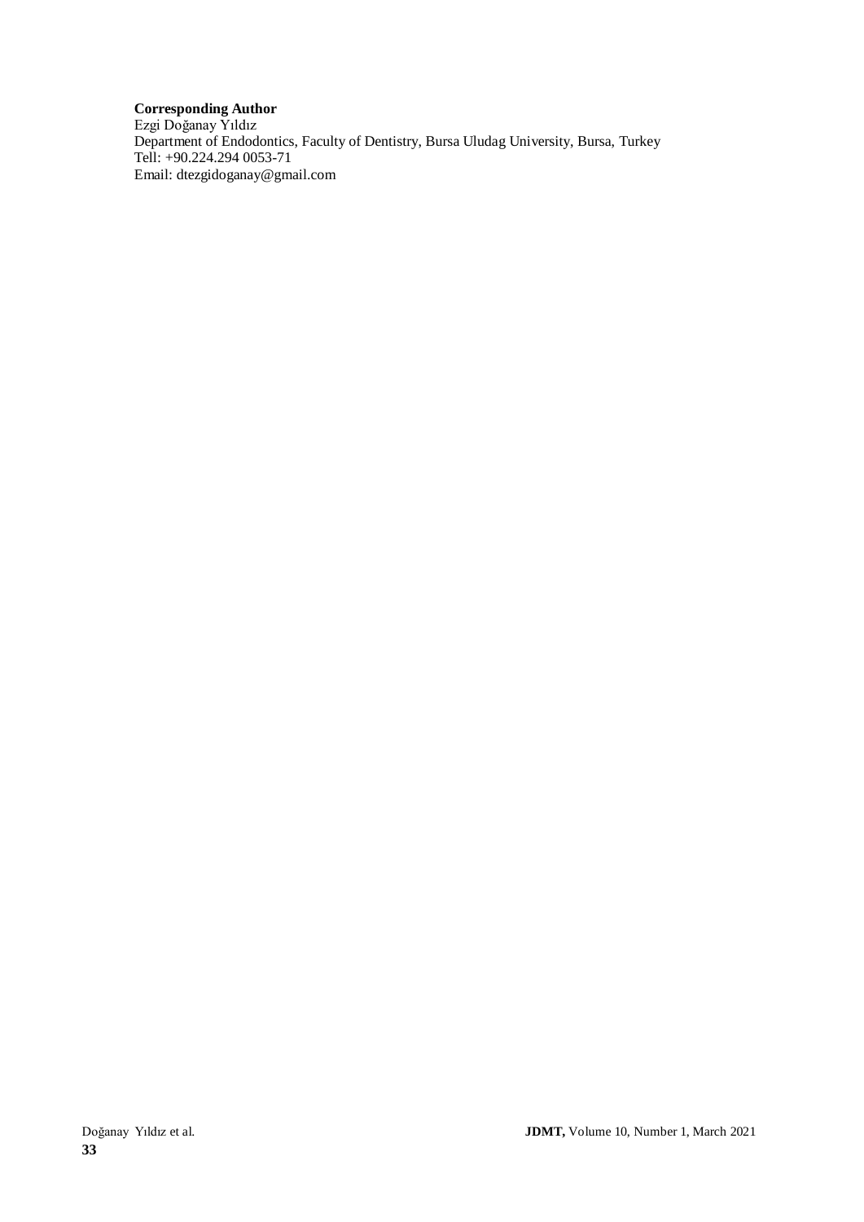**Corresponding Author**
Ezgi Doğanay Yıldız
Department of Endodontics, Faculty of Dentistry, Bursa Uludag University, Bursa, Turkey
Tell: +90.224.294 0053-71
Email: dtezgidoganay@gmail.com